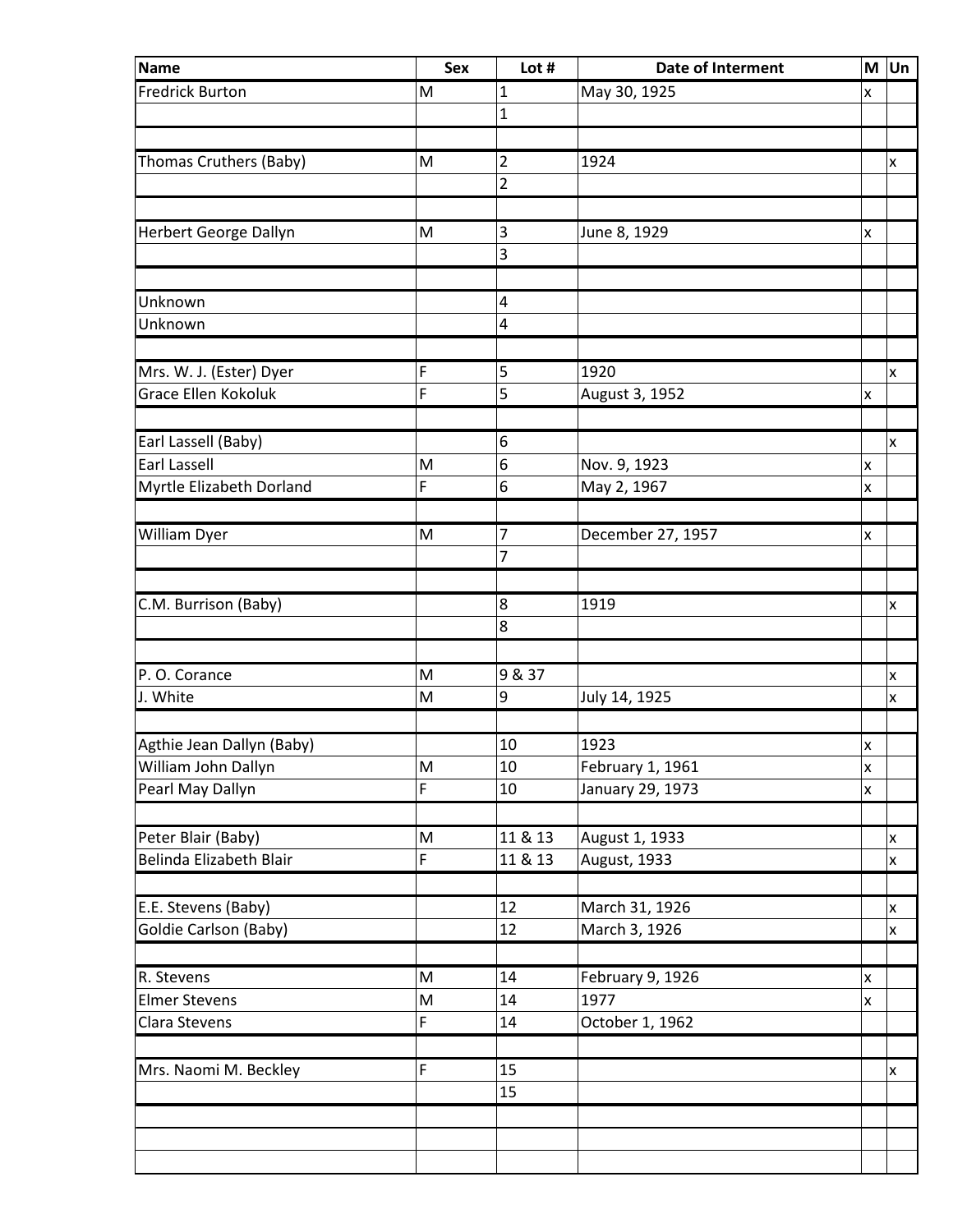| Name | Sex | Lot # | Date of Interment | M | Un |
|---|---|---|---|---|---|
| Fredrick Burton | M | 1 | May 30, 1925 | x | |
| | | 1 | | | |
| | | | | | |
| Thomas Cruthers (Baby) | M | 2 | 1924 | | x |
| | | 2 | | | |
| | | | | | |
| Herbert George Dallyn | M | 3 | June 8, 1929 | x | |
| | | 3 | | | |
| | | | | | |
| Unknown | | 4 | | | |
| Unknown | | 4 | | | |
| | | | | | |
| Mrs. W. J. (Ester) Dyer | F | 5 | 1920 | | x |
| Grace Ellen Kokoluk | F | 5 | August 3, 1952 | x | |
| | | | | | |
| Earl Lassell (Baby) | | 6 | | | x |
| Earl Lassell | M | 6 | Nov. 9, 1923 | x | |
| Myrtle Elizabeth Dorland | F | 6 | May 2, 1967 | x | |
| | | | | | |
| William Dyer | M | 7 | December 27, 1957 | x | |
| | | 7 | | | |
| | | | | | |
| C.M. Burrison (Baby) | | 8 | 1919 | | x |
| | | 8 | | | |
| | | | | | |
| P. O. Corance | M | 9 & 37 | | | x |
| J. White | M | 9 | July 14, 1925 | | x |
| | | | | | |
| Agthie Jean Dallyn (Baby) | | 10 | 1923 | x | |
| William John Dallyn | M | 10 | February 1, 1961 | x | |
| Pearl May Dallyn | F | 10 | January 29, 1973 | x | |
| | | | | | |
| Peter Blair (Baby) | M | 11 & 13 | August 1, 1933 | | x |
| Belinda Elizabeth Blair | F | 11 & 13 | August, 1933 | | x |
| | | | | | |
| E.E. Stevens (Baby) | | 12 | March 31, 1926 | | x |
| Goldie Carlson (Baby) | | 12 | March 3, 1926 | | x |
| | | | | | |
| R. Stevens | M | 14 | February 9, 1926 | x | |
| Elmer Stevens | M | 14 | 1977 | x | |
| Clara Stevens | F | 14 | October 1, 1962 | | |
| | | | | | |
| Mrs. Naomi M. Beckley | F | 15 | | | x |
| | | 15 | | | |
| | | | | | |
| | | | | | |
| | | | | | |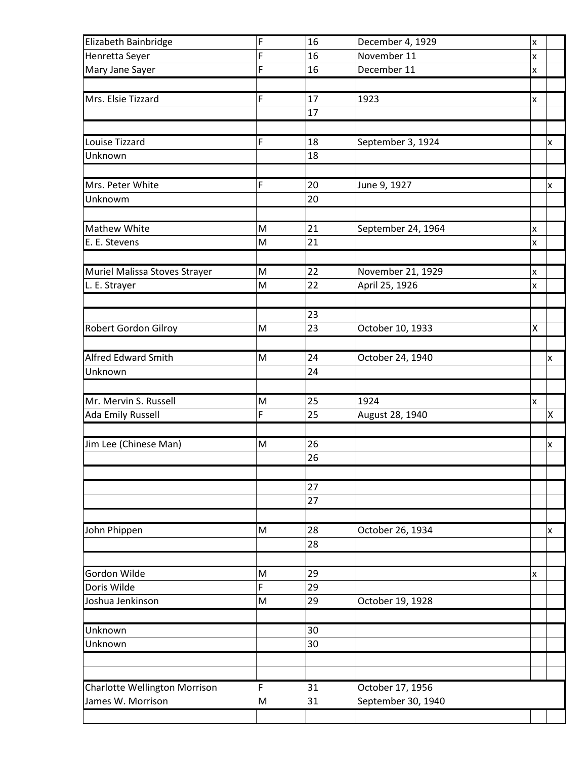| | | | | | |
|---|---|---|---|---|---|
| Elizabeth Bainbridge | F | 16 | December 4, 1929 | x | |
| Henretta Seyer | F | 16 | November 11 | x | |
| Mary Jane Sayer | F | 16 | December 11 | x | |
| | | | | | |
| Mrs. Elsie Tizzard | F | 17 | 1923 | x | |
| | | 17 | | | |
| | | | | | |
| Louise Tizzard | F | 18 | September 3, 1924 | | x |
| Unknown | | 18 | | | |
| | | | | | |
| Mrs. Peter White | F | 20 | June 9, 1927 | | x |
| Unknowm | | 20 | | | |
| | | | | | |
| Mathew White | M | 21 | September 24, 1964 | x | |
| E. E. Stevens | M | 21 | | x | |
| | | | | | |
| Muriel Malissa Stoves Strayer | M | 22 | November 21, 1929 | x | |
| L. E. Strayer | M | 22 | April 25, 1926 | x | |
| | | | | | |
| | | 23 | | | |
| Robert Gordon Gilroy | M | 23 | October 10, 1933 | X | |
| | | | | | |
| Alfred Edward Smith | M | 24 | October 24, 1940 | | x |
| Unknown | | 24 | | | |
| | | | | | |
| Mr. Mervin S. Russell | M | 25 | 1924 | x | |
| Ada Emily Russell | F | 25 | August 28, 1940 | | X |
| | | | | | |
| Jim Lee (Chinese Man) | M | 26 | | | x |
| | | 26 | | | |
| | | | | | |
| | | 27 | | | |
| | | 27 | | | |
| | | | | | |
| John Phippen | M | 28 | October 26, 1934 | | x |
| | | 28 | | | |
| | | | | | |
| Gordon Wilde | M | 29 | | x | |
| Doris Wilde | F | 29 | | | |
| Joshua Jenkinson | M | 29 | October 19, 1928 | | |
| | | | | | |
| Unknown | | 30 | | | |
| Unknown | | 30 | | | |
| | | | | | |
| | | | | | |
| Charlotte Wellington Morrison | F | 31 | October 17, 1956 | | |
| James W. Morrison | M | 31 | September 30, 1940 | | |
| | | | | | |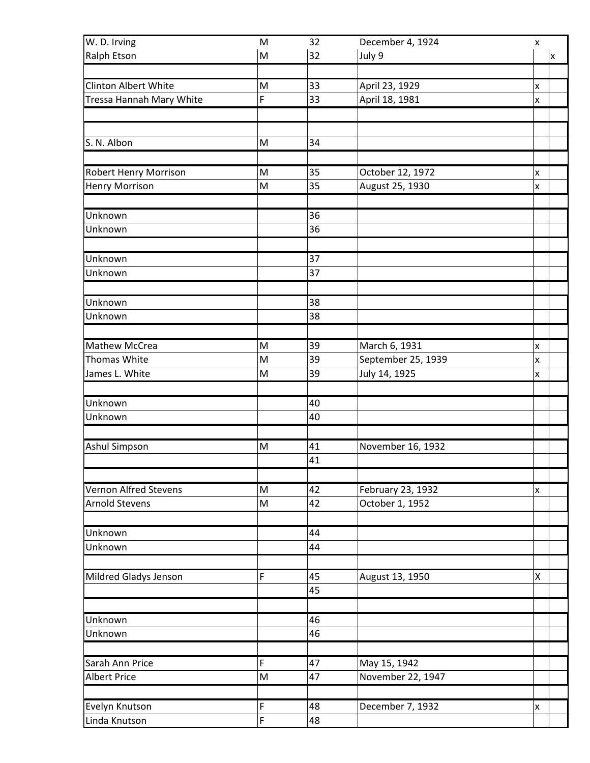| | | | | | |
|---|---|---|---|---|---|
| W. D. Irving | M | 32 | December 4, 1924 | x | |
| Ralph Etson | M | 32 | July 9 | | x |
| | | | | | |
| Clinton Albert White | M | 33 | April 23, 1929 | x | |
| Tressa Hannah Mary White | F | 33 | April 18, 1981 | x | |
| | | | | | |
| | | | | | |
| S. N. Albon | M | 34 | | | |
| | | | | | |
| Robert Henry Morrison | M | 35 | October 12, 1972 | x | |
| Henry Morrison | M | 35 | August 25, 1930 | x | |
| | | | | | |
| Unknown | | 36 | | | |
| Unknown | | 36 | | | |
| | | | | | |
| Unknown | | 37 | | | |
| Unknown | | 37 | | | |
| | | | | | |
| Unknown | | 38 | | | |
| Unknown | | 38 | | | |
| | | | | | |
| Mathew McCrea | M | 39 | March 6, 1931 | x | |
| Thomas White | M | 39 | September 25, 1939 | x | |
| James L. White | M | 39 | July 14, 1925 | x | |
| | | | | | |
| Unknown | | 40 | | | |
| Unknown | | 40 | | | |
| | | | | | |
| Ashul Simpson | M | 41 | November 16, 1932 | | |
| | | 41 | | | |
| | | | | | |
| Vernon Alfred Stevens | M | 42 | February 23, 1932 | x | |
| Arnold Stevens | M | 42 | October 1, 1952 | | |
| | | | | | |
| Unknown | | 44 | | | |
| Unknown | | 44 | | | |
| | | | | | |
| Mildred Gladys Jenson | F | 45 | August 13, 1950 | X | |
| | | 45 | | | |
| | | | | | |
| Unknown | | 46 | | | |
| Unknown | | 46 | | | |
| | | | | | |
| Sarah Ann Price | F | 47 | May 15, 1942 | | |
| Albert Price | M | 47 | November 22, 1947 | | |
| | | | | | |
| Evelyn Knutson | F | 48 | December 7, 1932 | x | |
| Linda Knutson | F | 48 | | | |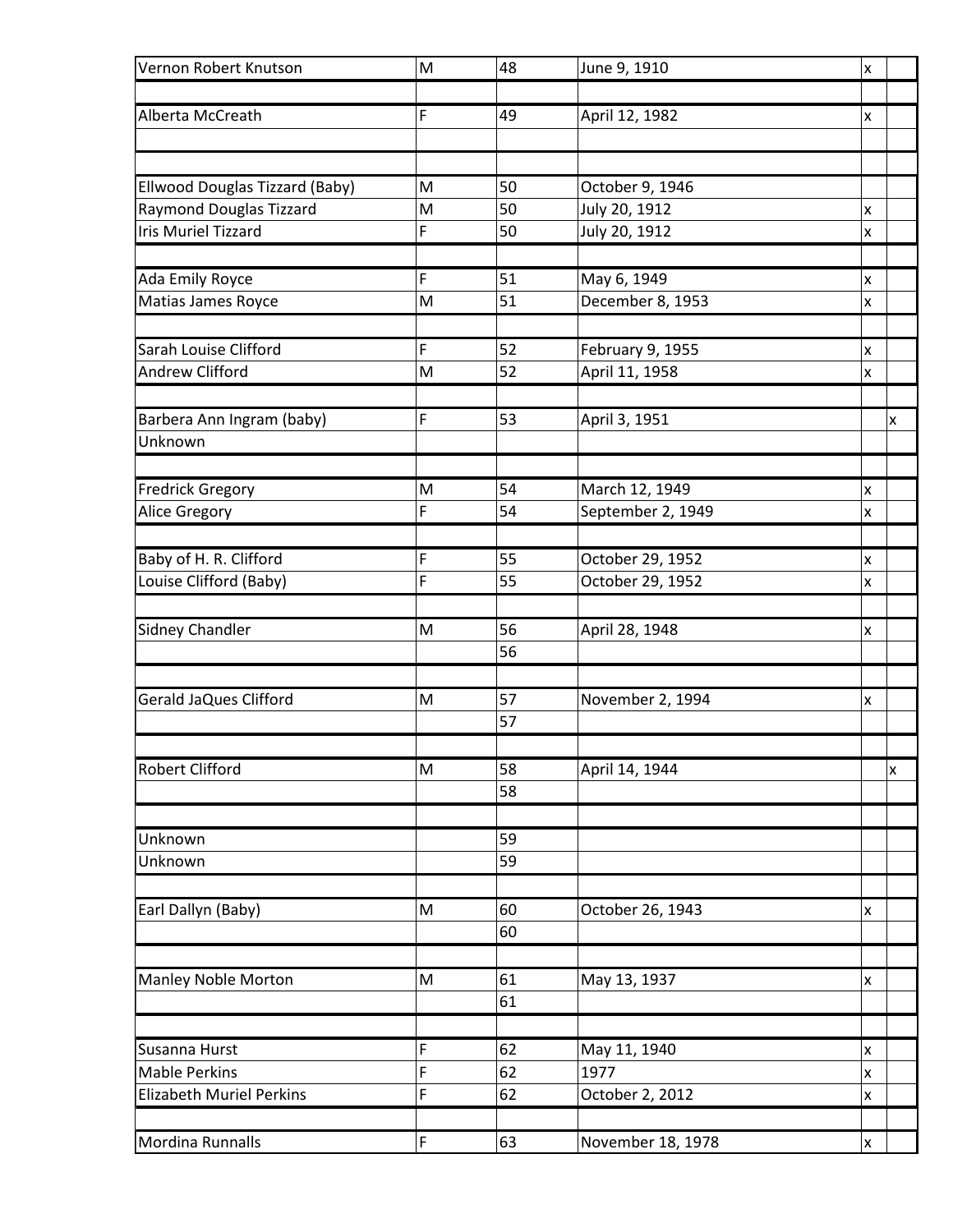| | | | | | |
|---|---|---|---|---|---|
| Vernon Robert Knutson | M | 48 | June 9, 1910 | x | |
| | | | | | |
| Alberta McCreath | F | 49 | April 12, 1982 | x | |
| | | | | | |
| | | | | | |
| Ellwood Douglas Tizzard (Baby) | M | 50 | October 9, 1946 | | |
| Raymond Douglas Tizzard | M | 50 | July 20, 1912 | x | |
| Iris Muriel Tizzard | F | 50 | July 20, 1912 | x | |
| | | | | | |
| Ada Emily Royce | F | 51 | May 6, 1949 | x | |
| Matias James Royce | M | 51 | December 8, 1953 | x | |
| | | | | | |
| Sarah Louise Clifford | F | 52 | February 9, 1955 | x | |
| Andrew Clifford | M | 52 | April 11, 1958 | x | |
| | | | | | |
| Barbera Ann Ingram (baby) | F | 53 | April 3, 1951 | | x |
| Unknown | | | | | |
| | | | | | |
| Fredrick Gregory | M | 54 | March 12, 1949 | x | |
| Alice Gregory | F | 54 | September 2, 1949 | x | |
| | | | | | |
| Baby of H. R. Clifford | F | 55 | October 29, 1952 | x | |
| Louise Clifford (Baby) | F | 55 | October 29, 1952 | x | |
| | | | | | |
| Sidney Chandler | M | 56 | April 28, 1948 | x | |
| | | 56 | | | |
| | | | | | |
| Gerald JaQues Clifford | M | 57 | November 2, 1994 | x | |
| | | 57 | | | |
| | | | | | |
| Robert Clifford | M | 58 | April 14, 1944 | | x |
| | | 58 | | | |
| | | | | | |
| Unknown | | 59 | | | |
| Unknown | | 59 | | | |
| | | | | | |
| Earl Dallyn (Baby) | M | 60 | October 26, 1943 | x | |
| | | 60 | | | |
| | | | | | |
| Manley Noble Morton | M | 61 | May 13, 1937 | x | |
| | | 61 | | | |
| | | | | | |
| Susanna Hurst | F | 62 | May 11, 1940 | x | |
| Mable Perkins | F | 62 | 1977 | x | |
| Elizabeth Muriel Perkins | F | 62 | October 2, 2012 | x | |
| | | | | | |
| Mordina Runnalls | F | 63 | November 18, 1978 | x | |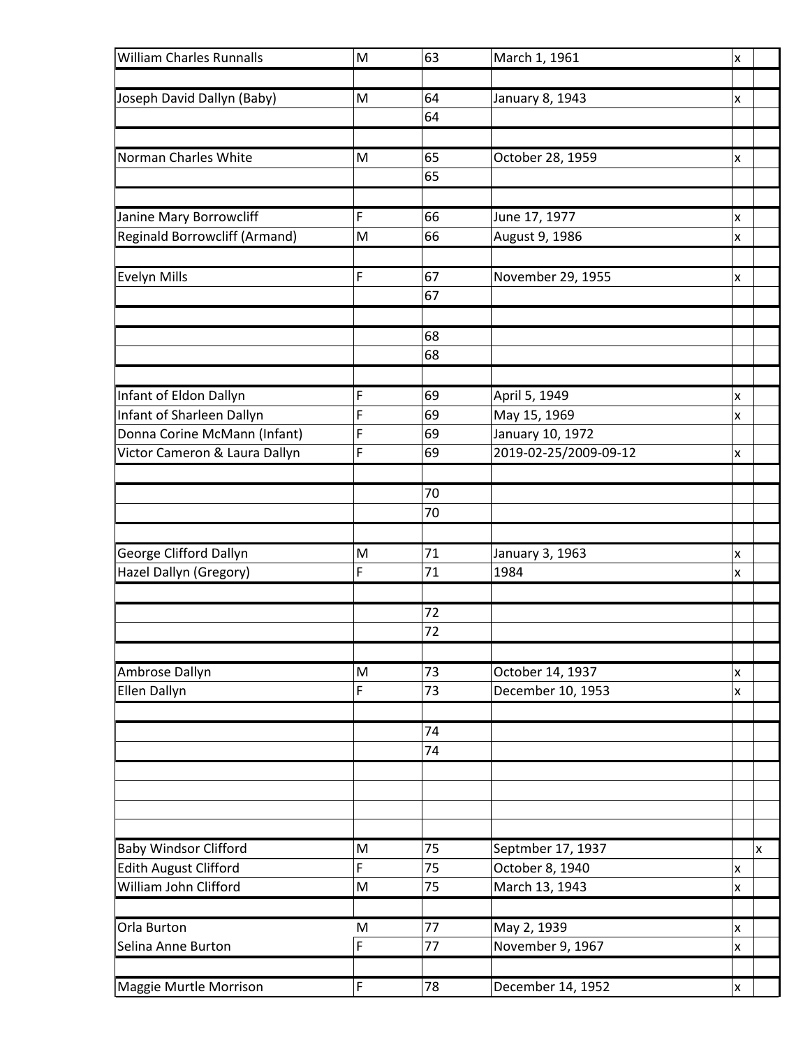| | | | | | |
|---|---|---|---|---|---|
| William Charles Runnalls | M | 63 | March 1, 1961 | x | |
| | | | | | |
| Joseph David Dallyn (Baby) | M | 64 | January 8, 1943 | x | |
| | | 64 | | | |
| | | | | | |
| Norman Charles White | M | 65 | October 28, 1959 | x | |
| | | 65 | | | |
| | | | | | |
| Janine Mary Borrowcliff | F | 66 | June 17, 1977 | x | |
| Reginald Borrowcliff (Armand) | M | 66 | August 9, 1986 | x | |
| | | | | | |
| Evelyn Mills | F | 67 | November 29, 1955 | x | |
| | | 67 | | | |
| | | | | | |
| | | 68 | | | |
| | | 68 | | | |
| | | | | | |
| Infant of Eldon Dallyn | F | 69 | April 5, 1949 | x | |
| Infant of Sharleen Dallyn | F | 69 | May 15, 1969 | x | |
| Donna Corine McMann (Infant) | F | 69 | January 10, 1972 | | |
| Victor Cameron & Laura Dallyn | F | 69 | 2019-02-25/2009-09-12 | x | |
| | | | | | |
| | | 70 | | | |
| | | 70 | | | |
| | | | | | |
| George Clifford Dallyn | M | 71 | January 3, 1963 | x | |
| Hazel Dallyn (Gregory) | F | 71 | 1984 | x | |
| | | | | | |
| | | 72 | | | |
| | | 72 | | | |
| | | | | | |
| Ambrose Dallyn | M | 73 | October 14, 1937 | x | |
| Ellen Dallyn | F | 73 | December 10, 1953 | x | |
| | | | | | |
| | | 74 | | | |
| | | 74 | | | |
| | | | | | |
| | | | | | |
| | | | | | |
| | | | | | |
| Baby Windsor Clifford | M | 75 | Septmber 17, 1937 | | x |
| Edith August Clifford | F | 75 | October 8, 1940 | x | |
| William John Clifford | M | 75 | March 13, 1943 | x | |
| | | | | | |
| Orla Burton | M | 77 | May 2, 1939 | x | |
| Selina Anne Burton | F | 77 | November 9, 1967 | x | |
| | | | | | |
| Maggie Murtle Morrison | F | 78 | December 14, 1952 | x | |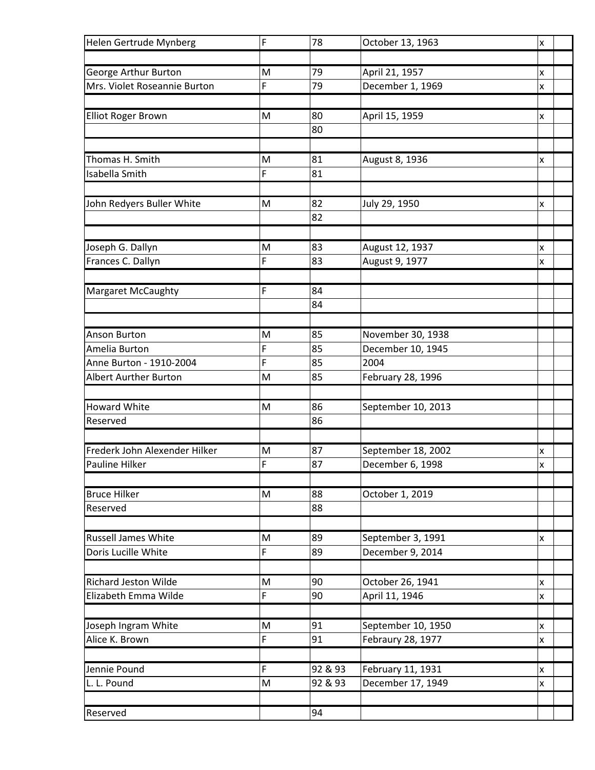| Helen Gertrude Mynberg | F | 78 | October 13, 1963 | x | |
|---|---|---|---|---|---|
| | | | | | |
| George Arthur Burton | M | 79 | April 21, 1957 | x | |
| Mrs. Violet Roseannie Burton | F | 79 | December 1, 1969 | x | |
| | | | | | |
| Elliot Roger Brown | M | 80 | April 15, 1959 | x | |
| | | 80 | | | |
| | | | | | |
| Thomas H. Smith | M | 81 | August 8, 1936 | x | |
| Isabella Smith | F | 81 | | | |
| | | | | | |
| John Redyers Buller White | M | 82 | July 29, 1950 | x | |
| | | 82 | | | |
| | | | | | |
| Joseph G. Dallyn | M | 83 | August 12, 1937 | x | |
| Frances C. Dallyn | F | 83 | August 9, 1977 | x | |
| | | | | | |
| Margaret McCaughty | F | 84 | | | |
| | | 84 | | | |
| | | | | | |
| Anson Burton | M | 85 | November 30, 1938 | | |
| Amelia Burton | F | 85 | December 10, 1945 | | |
| Anne Burton - 1910-2004 | F | 85 | 2004 | | |
| Albert Aurther Burton | M | 85 | February 28, 1996 | | |
| | | | | | |
| Howard White | M | 86 | September 10, 2013 | | |
| Reserved | | 86 | | | |
| | | | | | |
| Frederk John Alexender Hilker | M | 87 | September 18, 2002 | x | |
| Pauline Hilker | F | 87 | December 6, 1998 | x | |
| | | | | | |
| Bruce Hilker | M | 88 | October 1, 2019 | | |
| Reserved | | 88 | | | |
| | | | | | |
| Russell James White | M | 89 | September 3, 1991 | x | |
| Doris Lucille White | F | 89 | December 9, 2014 | | |
| | | | | | |
| Richard Jeston Wilde | M | 90 | October 26, 1941 | x | |
| Elizabeth Emma Wilde | F | 90 | April 11, 1946 | x | |
| | | | | | |
| Joseph Ingram White | M | 91 | September 10, 1950 | x | |
| Alice K. Brown | F | 91 | Febraury 28, 1977 | x | |
| | | | | | |
| Jennie Pound | F | 92 & 93 | February 11, 1931 | x | |
| L. L. Pound | M | 92 & 93 | December 17, 1949 | x | |
| | | | | | |
| Reserved | | 94 | | | |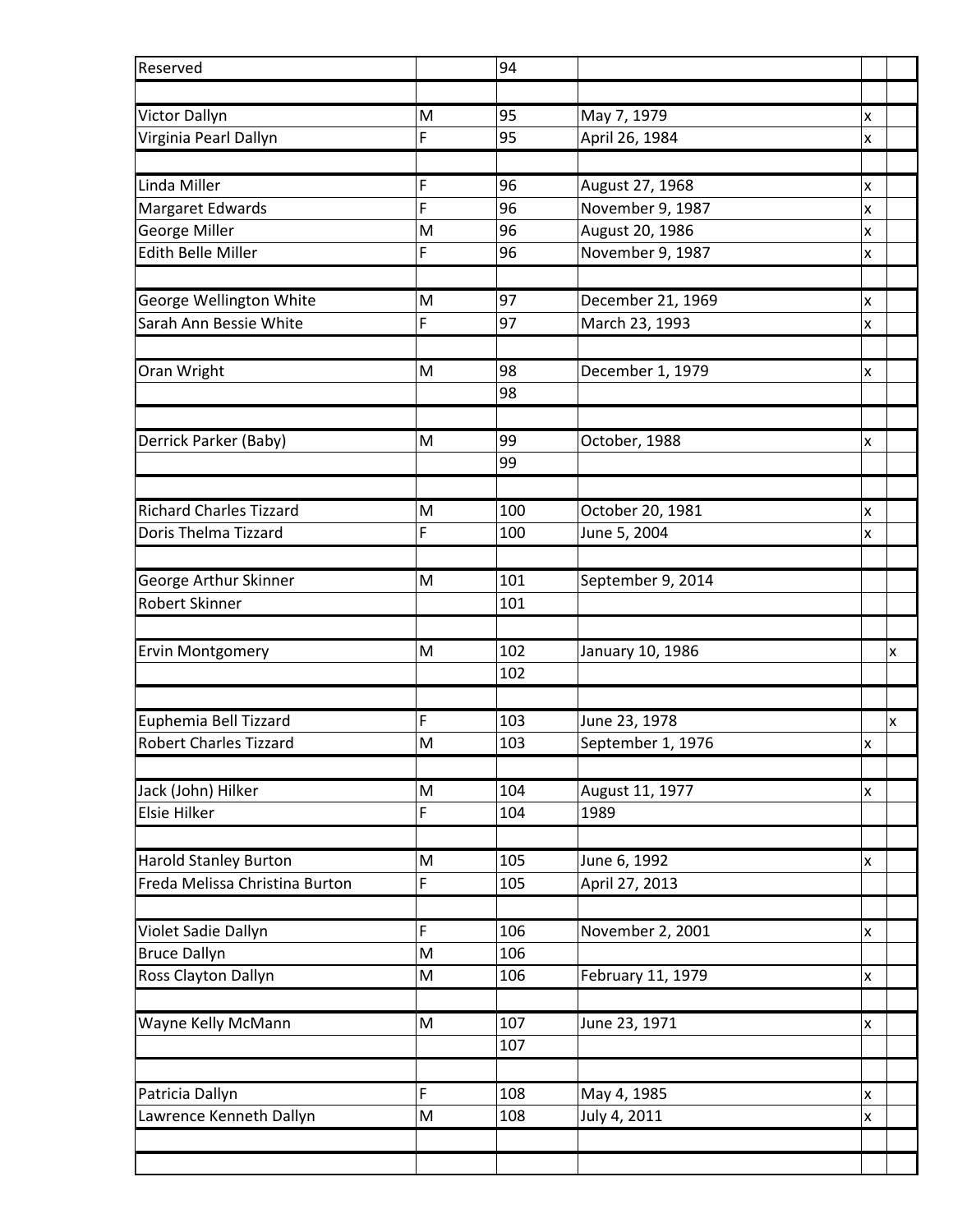| | | | | | |
|---|---|---|---|---|---|
| Reserved | | 94 | | | |
| | | | | | |
| Victor Dallyn | M | 95 | May 7, 1979 | x | |
| Virginia Pearl Dallyn | F | 95 | April 26, 1984 | x | |
| | | | | | |
| Linda Miller | F | 96 | August 27, 1968 | x | |
| Margaret Edwards | F | 96 | November 9, 1987 | x | |
| George Miller | M | 96 | August 20, 1986 | x | |
| Edith Belle Miller | F | 96 | November 9, 1987 | x | |
| | | | | | |
| George Wellington White | M | 97 | December 21, 1969 | x | |
| Sarah Ann Bessie White | F | 97 | March 23, 1993 | x | |
| | | | | | |
| Oran Wright | M | 98 | December 1, 1979 | x | |
| | | 98 | | | |
| | | | | | |
| Derrick Parker (Baby) | M | 99 | October, 1988 | x | |
| | | 99 | | | |
| | | | | | |
| Richard Charles Tizzard | M | 100 | October 20, 1981 | x | |
| Doris Thelma Tizzard | F | 100 | June 5, 2004 | x | |
| | | | | | |
| George Arthur Skinner | M | 101 | September 9, 2014 | | |
| Robert Skinner | | 101 | | | |
| | | | | | |
| Ervin Montgomery | M | 102 | January 10, 1986 | | x |
| | | 102 | | | |
| | | | | | |
| Euphemia Bell Tizzard | F | 103 | June 23, 1978 | | x |
| Robert Charles Tizzard | M | 103 | September 1, 1976 | x | |
| | | | | | |
| Jack (John) Hilker | M | 104 | August 11, 1977 | x | |
| Elsie Hilker | F | 104 | 1989 | | |
| | | | | | |
| Harold Stanley Burton | M | 105 | June 6, 1992 | x | |
| Freda Melissa Christina Burton | F | 105 | April 27, 2013 | | |
| | | | | | |
| Violet Sadie Dallyn | F | 106 | November 2, 2001 | x | |
| Bruce Dallyn | M | 106 | | | |
| Ross Clayton Dallyn | M | 106 | February 11, 1979 | x | |
| | | | | | |
| Wayne Kelly McMann | M | 107 | June 23, 1971 | x | |
| | | 107 | | | |
| | | | | | |
| Patricia Dallyn | F | 108 | May 4, 1985 | x | |
| Lawrence Kenneth Dallyn | M | 108 | July 4, 2011 | x | |
| | | | | | |
| | | | | | |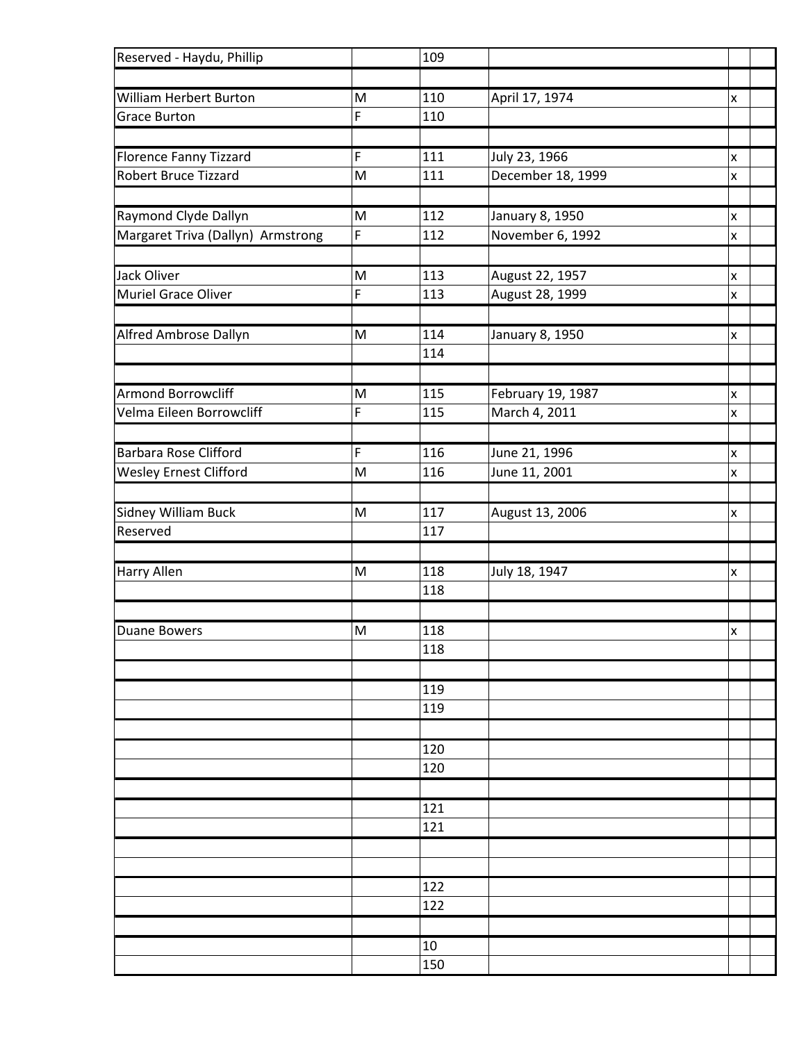| | | | | | |
|---|---|---|---|---|---|
| Reserved - Haydu, Phillip | | 109 | | | |
| | | | | | |
| William Herbert Burton | M | 110 | April 17, 1974 | x | |
| Grace Burton | F | 110 | | | |
| | | | | | |
| Florence Fanny Tizzard | F | 111 | July 23, 1966 | x | |
| Robert Bruce Tizzard | M | 111 | December 18, 1999 | x | |
| | | | | | |
| Raymond Clyde Dallyn | M | 112 | January 8, 1950 | x | |
| Margaret Triva (Dallyn) Armstrong | F | 112 | November 6, 1992 | x | |
| | | | | | |
| Jack Oliver | M | 113 | August 22, 1957 | x | |
| Muriel Grace Oliver | F | 113 | August 28, 1999 | x | |
| | | | | | |
| Alfred Ambrose Dallyn | M | 114 | January 8, 1950 | x | |
| | | 114 | | | |
| | | | | | |
| Armond Borrowcliff | M | 115 | February 19, 1987 | x | |
| Velma Eileen Borrowcliff | F | 115 | March 4, 2011 | x | |
| | | | | | |
| Barbara Rose Clifford | F | 116 | June 21, 1996 | x | |
| Wesley Ernest Clifford | M | 116 | June 11, 2001 | x | |
| | | | | | |
| Sidney William Buck | M | 117 | August 13, 2006 | x | |
| Reserved | | 117 | | | |
| | | | | | |
| Harry Allen | M | 118 | July 18, 1947 | x | |
| | | 118 | | | |
| | | | | | |
| Duane Bowers | M | 118 | | x | |
| | | 118 | | | |
| | | | | | |
| | | 119 | | | |
| | | 119 | | | |
| | | | | | |
| | | 120 | | | |
| | | 120 | | | |
| | | | | | |
| | | 121 | | | |
| | | 121 | | | |
| | | | | | |
| | | | | | |
| | | 122 | | | |
| | | 122 | | | |
| | | | | | |
| | | 10 | | | |
| | | 150 | | | |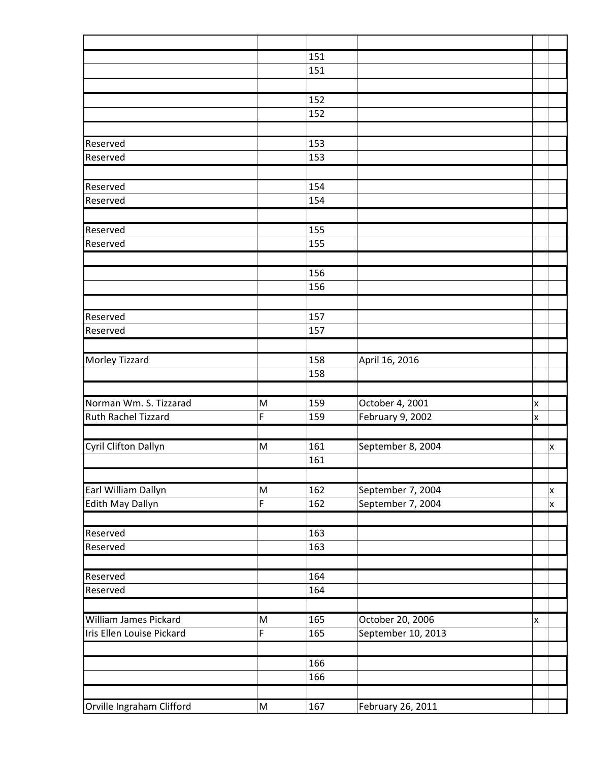| | | | | | |
|---|---|---|---|---|---|
| | | 151 | | | |
| | | 151 | | | |
| | | | | | |
| | | 152 | | | |
| | | 152 | | | |
| | | | | | |
| Reserved | | 153 | | | |
| Reserved | | 153 | | | |
| | | | | | |
| Reserved | | 154 | | | |
| Reserved | | 154 | | | |
| | | | | | |
| Reserved | | 155 | | | |
| Reserved | | 155 | | | |
| | | | | | |
| | | 156 | | | |
| | | 156 | | | |
| | | | | | |
| Reserved | | 157 | | | |
| Reserved | | 157 | | | |
| | | | | | |
| Morley Tizzard | | 158 | April 16, 2016 | | |
| | | 158 | | | |
| | | | | | |
| Norman Wm. S. Tizzarad | M | 159 | October 4, 2001 | x | |
| Ruth Rachel Tizzard | F | 159 | February 9, 2002 | x | |
| | | | | | |
| Cyril Clifton Dallyn | M | 161 | September 8, 2004 | | x |
| | | 161 | | | |
| | | | | | |
| Earl William Dallyn | M | 162 | September 7, 2004 | | x |
| Edith May Dallyn | F | 162 | September 7, 2004 | | x |
| | | | | | |
| Reserved | | 163 | | | |
| Reserved | | 163 | | | |
| | | | | | |
| Reserved | | 164 | | | |
| Reserved | | 164 | | | |
| | | | | | |
| William James Pickard | M | 165 | October 20, 2006 | x | |
| Iris Ellen Louise Pickard | F | 165 | September 10, 2013 | | |
| | | | | | |
| | | 166 | | | |
| | | 166 | | | |
| | | | | | |
| Orville Ingraham Clifford | M | 167 | February 26, 2011 | | |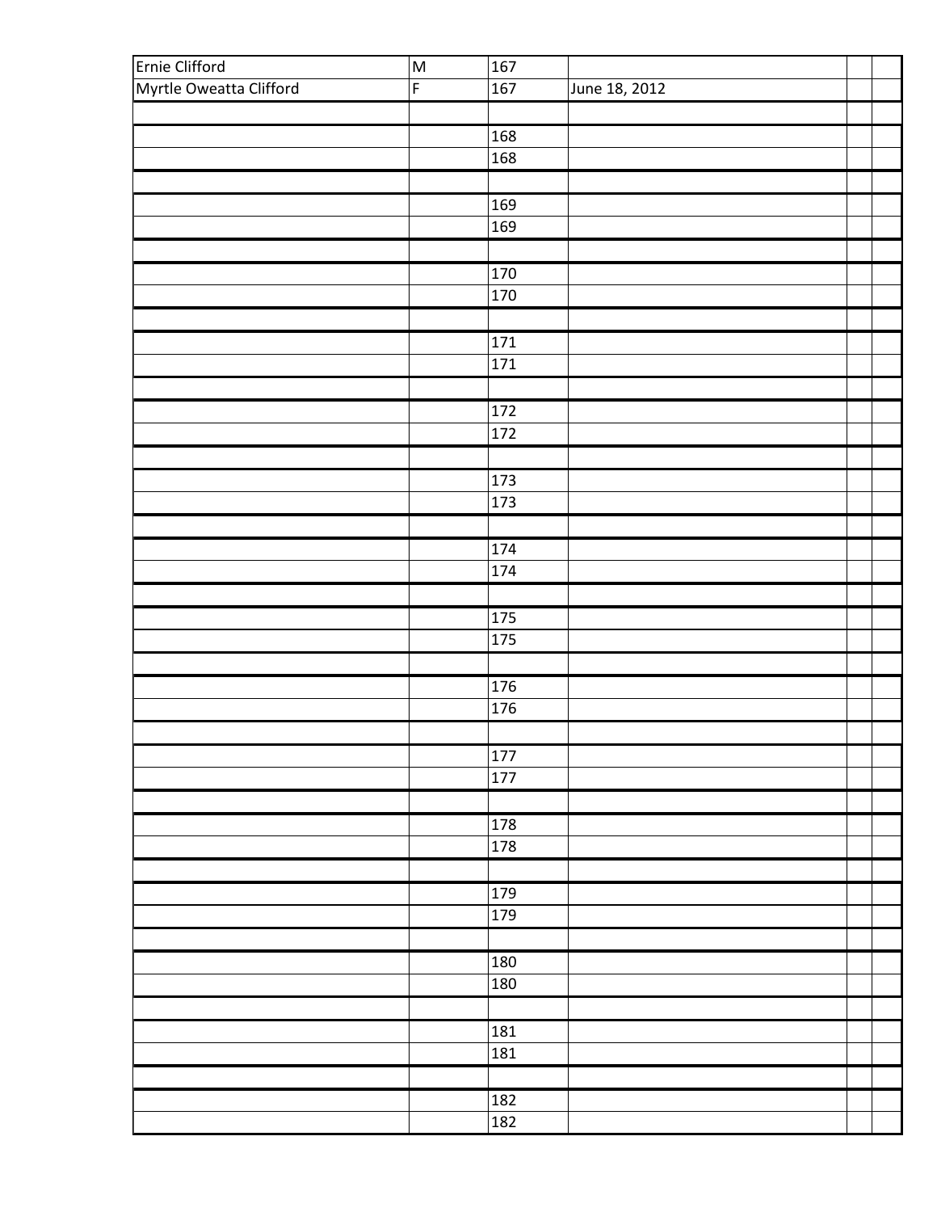| | | | | | |
|---|---|---|---|---|---|
| Ernie Clifford | M | 167 | | | |
| Myrtle Oweatta Clifford | F | 167 | June 18, 2012 | | |
| | | | | | |
| | | 168 | | | |
| | | 168 | | | |
| | | | | | |
| | | 169 | | | |
| | | 169 | | | |
| | | | | | |
| | | 170 | | | |
| | | 170 | | | |
| | | | | | |
| | | 171 | | | |
| | | 171 | | | |
| | | | | | |
| | | 172 | | | |
| | | 172 | | | |
| | | | | | |
| | | 173 | | | |
| | | 173 | | | |
| | | | | | |
| | | 174 | | | |
| | | 174 | | | |
| | | | | | |
| | | 175 | | | |
| | | 175 | | | |
| | | | | | |
| | | 176 | | | |
| | | 176 | | | |
| | | | | | |
| | | 177 | | | |
| | | 177 | | | |
| | | | | | |
| | | 178 | | | |
| | | 178 | | | |
| | | | | | |
| | | 179 | | | |
| | | 179 | | | |
| | | | | | |
| | | 180 | | | |
| | | 180 | | | |
| | | | | | |
| | | 181 | | | |
| | | 181 | | | |
| | | | | | |
| | | 182 | | | |
| | | 182 | | | |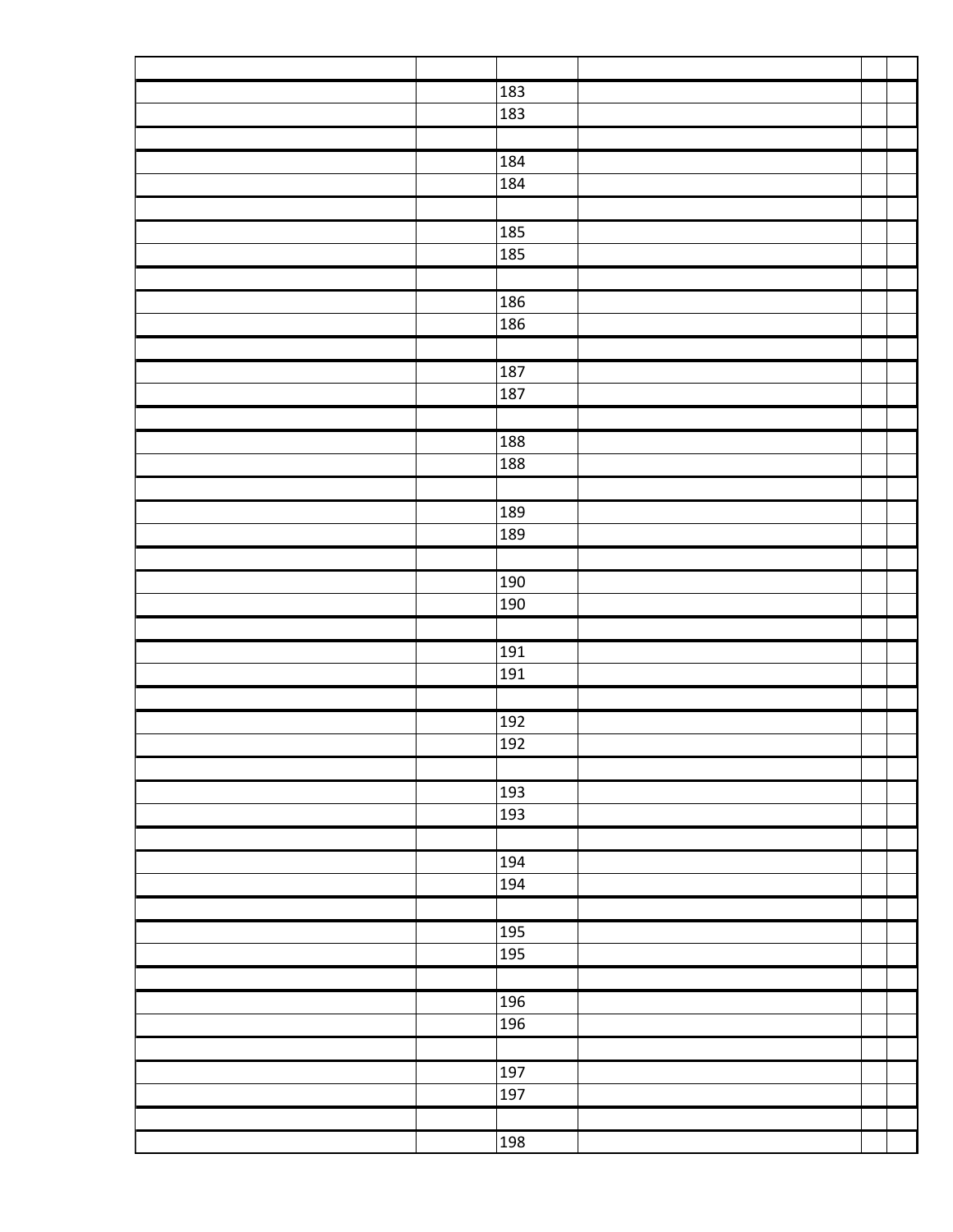| | | | | | |
|---|---|---|---|---|---|
| | | 183 | | | |
| | | 183 | | | |
| | | | | | |
| | | 184 | | | |
| | | 184 | | | |
| | | | | | |
| | | 185 | | | |
| | | 185 | | | |
| | | | | | |
| | | 186 | | | |
| | | 186 | | | |
| | | | | | |
| | | 187 | | | |
| | | 187 | | | |
| | | | | | |
| | | 188 | | | |
| | | 188 | | | |
| | | | | | |
| | | 189 | | | |
| | | 189 | | | |
| | | | | | |
| | | 190 | | | |
| | | 190 | | | |
| | | | | | |
| | | 191 | | | |
| | | 191 | | | |
| | | | | | |
| | | 192 | | | |
| | | 192 | | | |
| | | | | | |
| | | 193 | | | |
| | | 193 | | | |
| | | | | | |
| | | 194 | | | |
| | | 194 | | | |
| | | | | | |
| | | 195 | | | |
| | | 195 | | | |
| | | | | | |
| | | 196 | | | |
| | | 196 | | | |
| | | | | | |
| | | 197 | | | |
| | | 197 | | | |
| | | | | | |
| | | 198 | | | |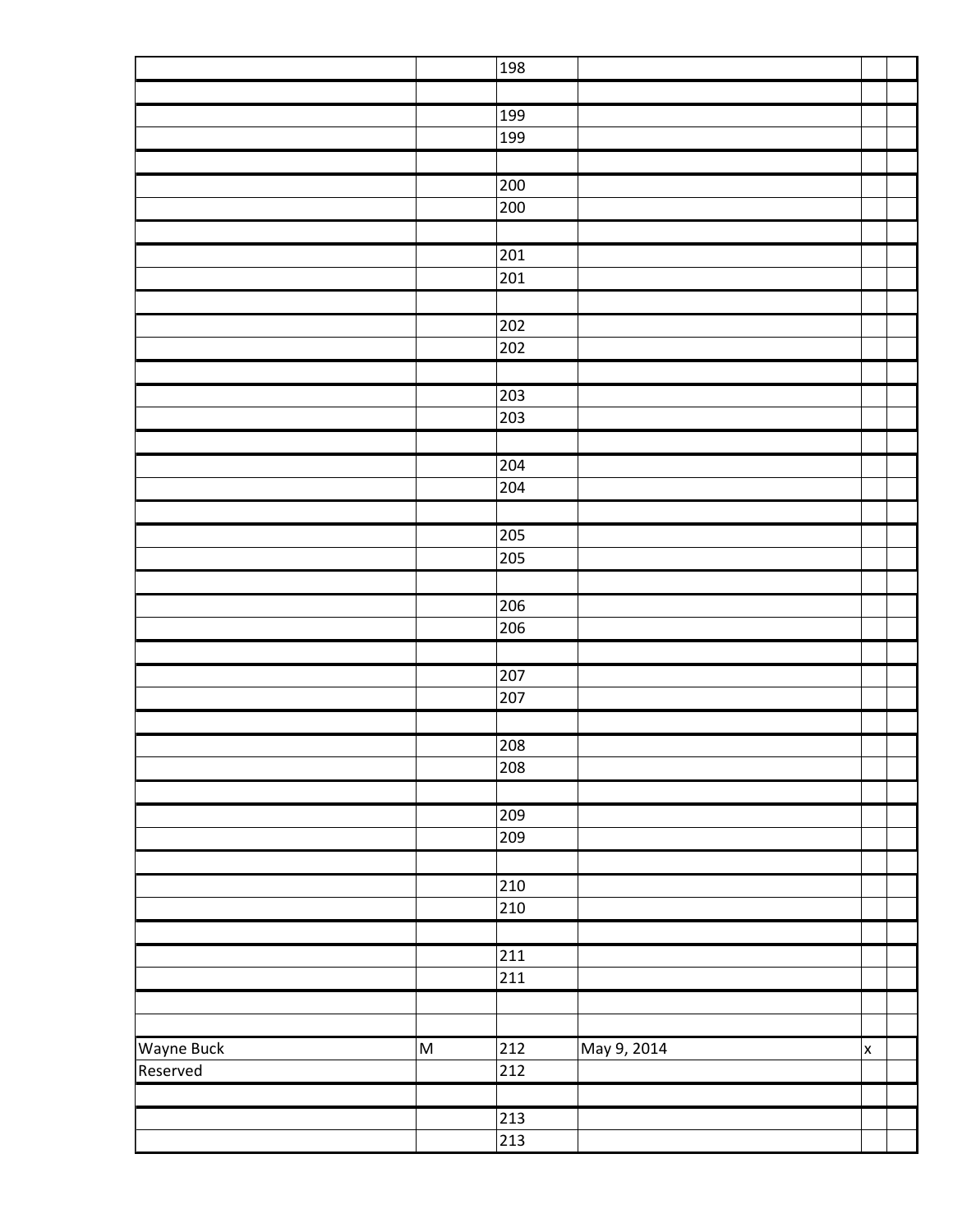| | | | | | |
|---|---|---|---|---|---|
| | | 198 | | | |
| | | | | | |
| | | 199 | | | |
| | | 199 | | | |
| | | | | | |
| | | 200 | | | |
| | | 200 | | | |
| | | | | | |
| | | 201 | | | |
| | | 201 | | | |
| | | | | | |
| | | 202 | | | |
| | | 202 | | | |
| | | | | | |
| | | 203 | | | |
| | | 203 | | | |
| | | | | | |
| | | 204 | | | |
| | | 204 | | | |
| | | | | | |
| | | 205 | | | |
| | | 205 | | | |
| | | | | | |
| | | 206 | | | |
| | | 206 | | | |
| | | | | | |
| | | 207 | | | |
| | | 207 | | | |
| | | | | | |
| | | 208 | | | |
| | | 208 | | | |
| | | | | | |
| | | 209 | | | |
| | | 209 | | | |
| | | | | | |
| | | 210 | | | |
| | | 210 | | | |
| | | | | | |
| | | 211 | | | |
| | | 211 | | | |
| | | | | | |
| | | | | | |
| Wayne Buck | M | 212 | May 9, 2014 | x | |
| Reserved | | 212 | | | |
| | | | | | |
| | | 213 | | | |
| | | 213 | | | |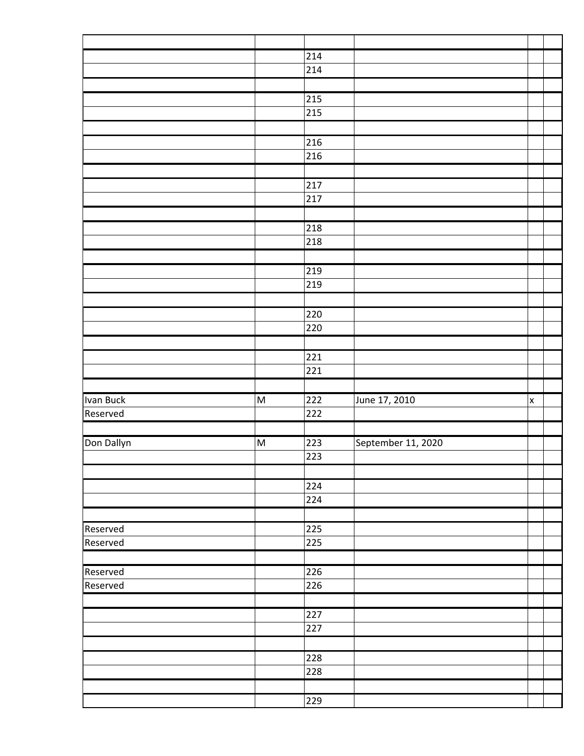| | | | | | |
|---|---|---|---|---|---|
| | | 214 | | | |
| | | 214 | | | |
| | | | | | |
| | | 215 | | | |
| | | 215 | | | |
| | | | | | |
| | | 216 | | | |
| | | 216 | | | |
| | | | | | |
| | | 217 | | | |
| | | 217 | | | |
| | | | | | |
| | | 218 | | | |
| | | 218 | | | |
| | | | | | |
| | | 219 | | | |
| | | 219 | | | |
| | | | | | |
| | | 220 | | | |
| | | 220 | | | |
| | | | | | |
| | | 221 | | | |
| | | 221 | | | |
| | | | | | |
| Ivan Buck | M | 222 | June 17, 2010 | x | |
| Reserved | | 222 | | | |
| | | | | | |
| Don Dallyn | M | 223 | September 11, 2020 | | |
| | | 223 | | | |
| | | | | | |
| | | 224 | | | |
| | | 224 | | | |
| | | | | | |
| Reserved | | 225 | | | |
| Reserved | | 225 | | | |
| | | | | | |
| Reserved | | 226 | | | |
| Reserved | | 226 | | | |
| | | | | | |
| | | 227 | | | |
| | | 227 | | | |
| | | | | | |
| | | 228 | | | |
| | | 228 | | | |
| | | | | | |
| | | 229 | | | |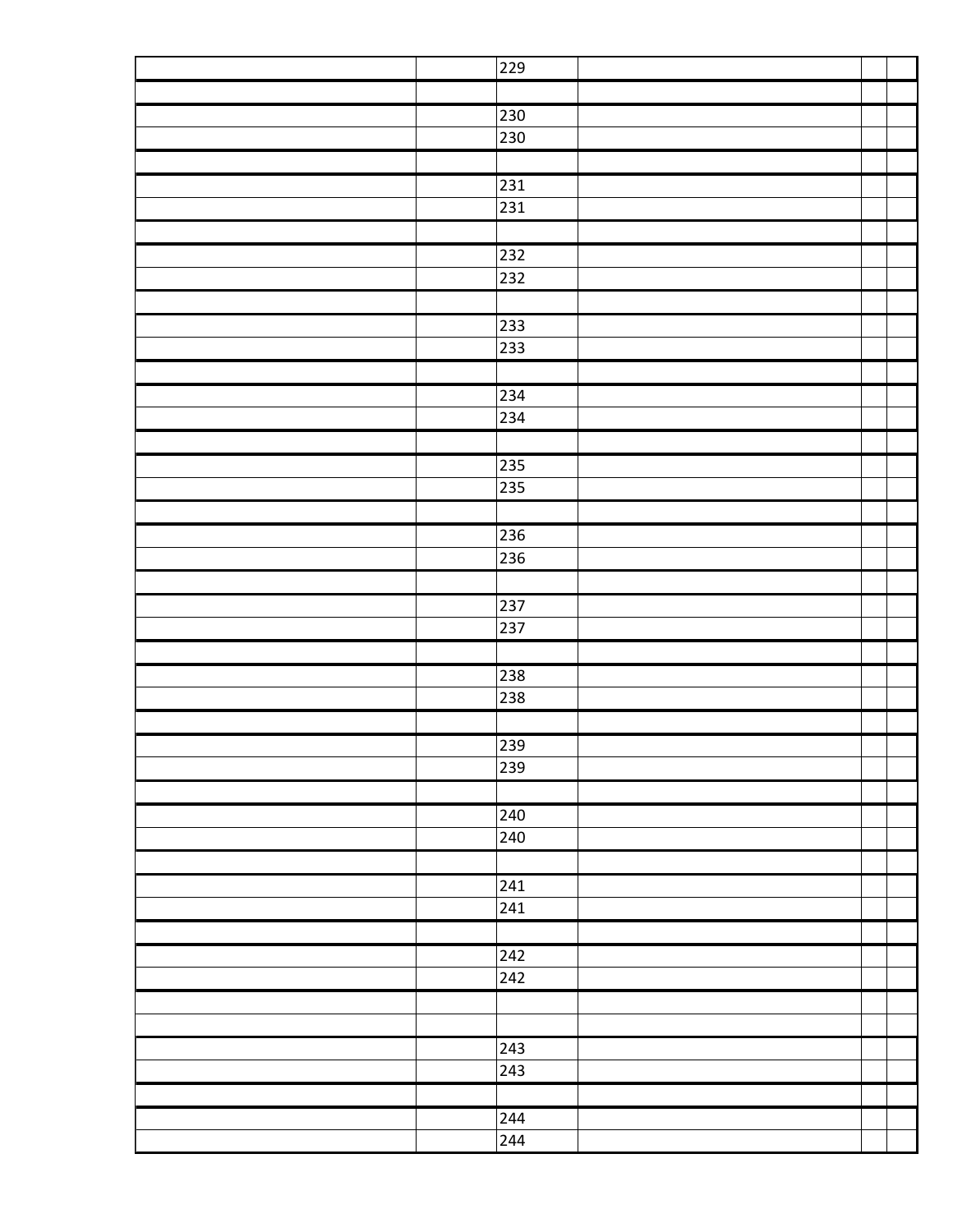| | | | | | |
|---|---|---|---|---|---|
| | | 229 | | | |
| | | | | | |
| | | 230 | | | |
| | | 230 | | | |
| | | | | | |
| | | 231 | | | |
| | | 231 | | | |
| | | | | | |
| | | 232 | | | |
| | | 232 | | | |
| | | | | | |
| | | 233 | | | |
| | | 233 | | | |
| | | | | | |
| | | 234 | | | |
| | | 234 | | | |
| | | | | | |
| | | 235 | | | |
| | | 235 | | | |
| | | | | | |
| | | 236 | | | |
| | | 236 | | | |
| | | | | | |
| | | 237 | | | |
| | | 237 | | | |
| | | | | | |
| | | 238 | | | |
| | | 238 | | | |
| | | | | | |
| | | 239 | | | |
| | | 239 | | | |
| | | | | | |
| | | 240 | | | |
| | | 240 | | | |
| | | | | | |
| | | 241 | | | |
| | | 241 | | | |
| | | | | | |
| | | 242 | | | |
| | | 242 | | | |
| | | | | | |
| | | | | | |
| | | 243 | | | |
| | | 243 | | | |
| | | | | | |
| | | 244 | | | |
| | | 244 | | | |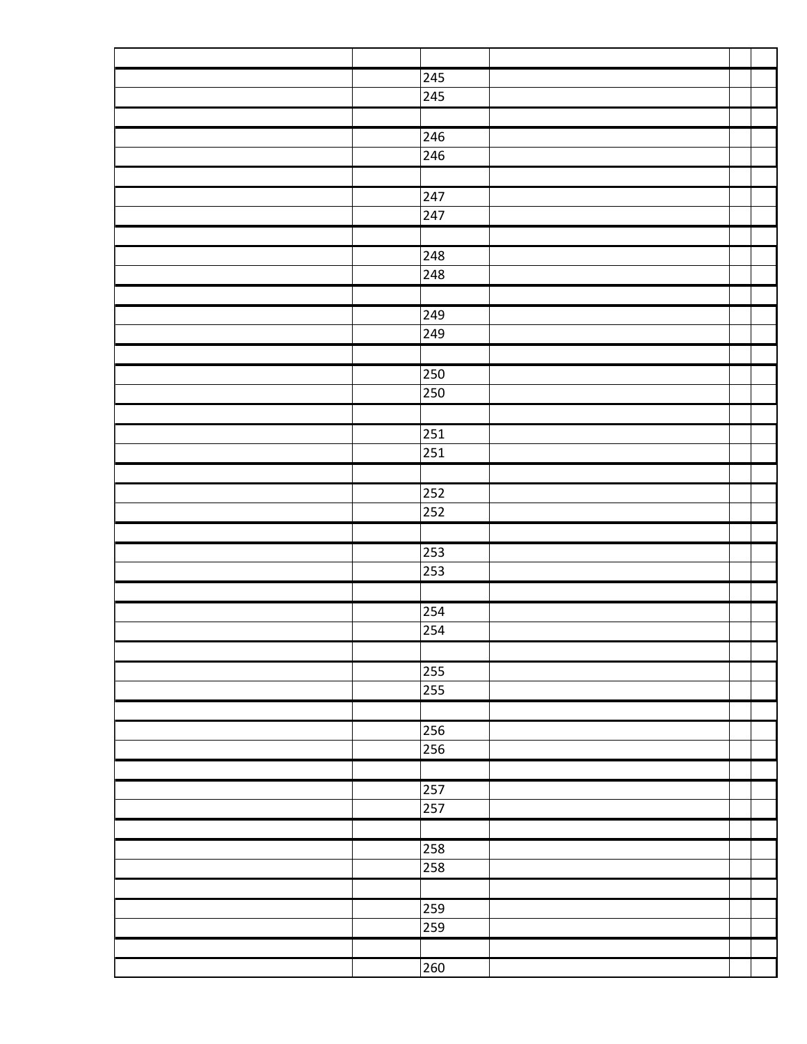| | | | | | |
|---|---|---|---|---|---|
| | | 245 | | | |
| | | 245 | | | |
| | | | | | |
| | | 246 | | | |
| | | 246 | | | |
| | | | | | |
| | | 247 | | | |
| | | 247 | | | |
| | | | | | |
| | | 248 | | | |
| | | 248 | | | |
| | | | | | |
| | | 249 | | | |
| | | 249 | | | |
| | | | | | |
| | | 250 | | | |
| | | 250 | | | |
| | | | | | |
| | | 251 | | | |
| | | 251 | | | |
| | | | | | |
| | | 252 | | | |
| | | 252 | | | |
| | | | | | |
| | | 253 | | | |
| | | 253 | | | |
| | | | | | |
| | | 254 | | | |
| | | 254 | | | |
| | | | | | |
| | | 255 | | | |
| | | 255 | | | |
| | | | | | |
| | | 256 | | | |
| | | 256 | | | |
| | | | | | |
| | | 257 | | | |
| | | 257 | | | |
| | | | | | |
| | | 258 | | | |
| | | 258 | | | |
| | | | | | |
| | | 259 | | | |
| | | 259 | | | |
| | | | | | |
| | | 260 | | | |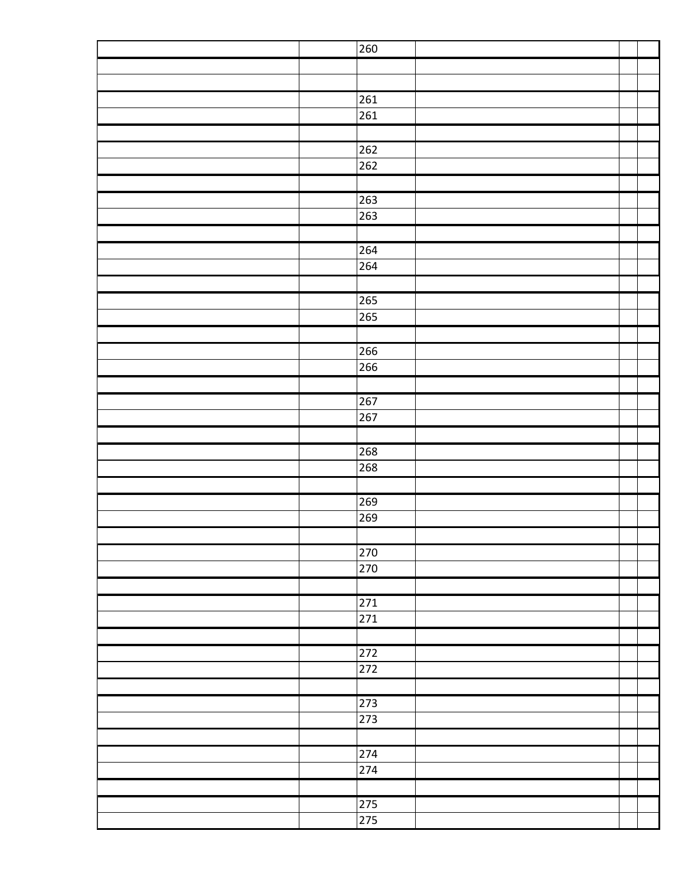| | | | | | |
|---|---|---|---|---|---|
| | | 260 | | | |
| | | | | | |
| | | | | | |
| | | 261 | | | |
| | | 261 | | | |
| | | | | | |
| | | 262 | | | |
| | | 262 | | | |
| | | | | | |
| | | 263 | | | |
| | | 263 | | | |
| | | | | | |
| | | 264 | | | |
| | | 264 | | | |
| | | | | | |
| | | 265 | | | |
| | | 265 | | | |
| | | | | | |
| | | 266 | | | |
| | | 266 | | | |
| | | | | | |
| | | 267 | | | |
| | | 267 | | | |
| | | | | | |
| | | 268 | | | |
| | | 268 | | | |
| | | | | | |
| | | 269 | | | |
| | | 269 | | | |
| | | | | | |
| | | 270 | | | |
| | | 270 | | | |
| | | | | | |
| | | 271 | | | |
| | | 271 | | | |
| | | | | | |
| | | 272 | | | |
| | | 272 | | | |
| | | | | | |
| | | 273 | | | |
| | | 273 | | | |
| | | | | | |
| | | 274 | | | |
| | | 274 | | | |
| | | | | | |
| | | 275 | | | |
| | | 275 | | | |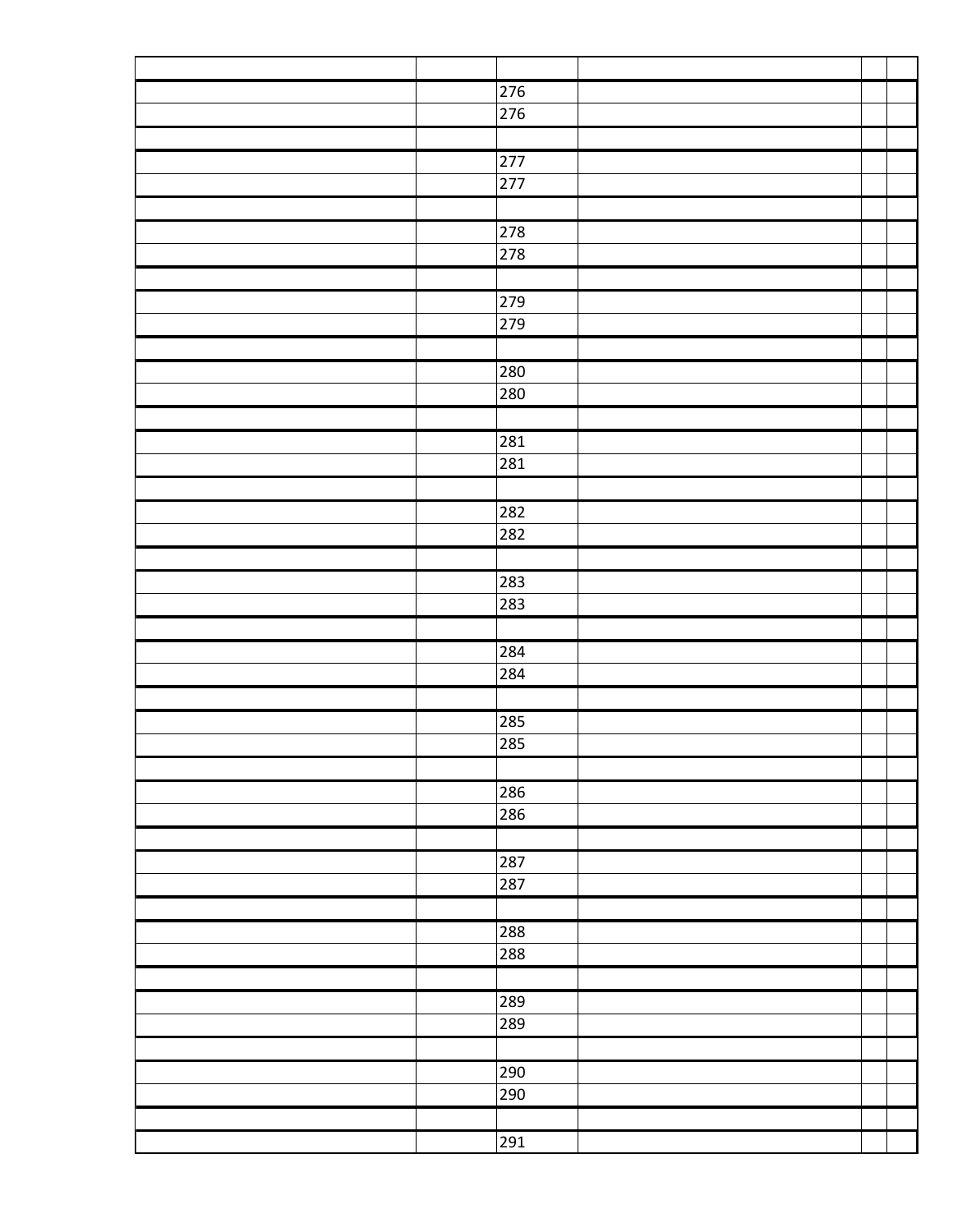| | | | | | |
|---|---|---|---|---|---|
| | | 276 | | | |
| | | 276 | | | |
| | | | | | |
| | | 277 | | | |
| | | 277 | | | |
| | | | | | |
| | | 278 | | | |
| | | 278 | | | |
| | | | | | |
| | | 279 | | | |
| | | 279 | | | |
| | | | | | |
| | | 280 | | | |
| | | 280 | | | |
| | | | | | |
| | | 281 | | | |
| | | 281 | | | |
| | | | | | |
| | | 282 | | | |
| | | 282 | | | |
| | | | | | |
| | | 283 | | | |
| | | 283 | | | |
| | | | | | |
| | | 284 | | | |
| | | 284 | | | |
| | | | | | |
| | | 285 | | | |
| | | 285 | | | |
| | | | | | |
| | | 286 | | | |
| | | 286 | | | |
| | | | | | |
| | | 287 | | | |
| | | 287 | | | |
| | | | | | |
| | | 288 | | | |
| | | 288 | | | |
| | | | | | |
| | | 289 | | | |
| | | 289 | | | |
| | | | | | |
| | | 290 | | | |
| | | 290 | | | |
| | | | | | |
| | | 291 | | | |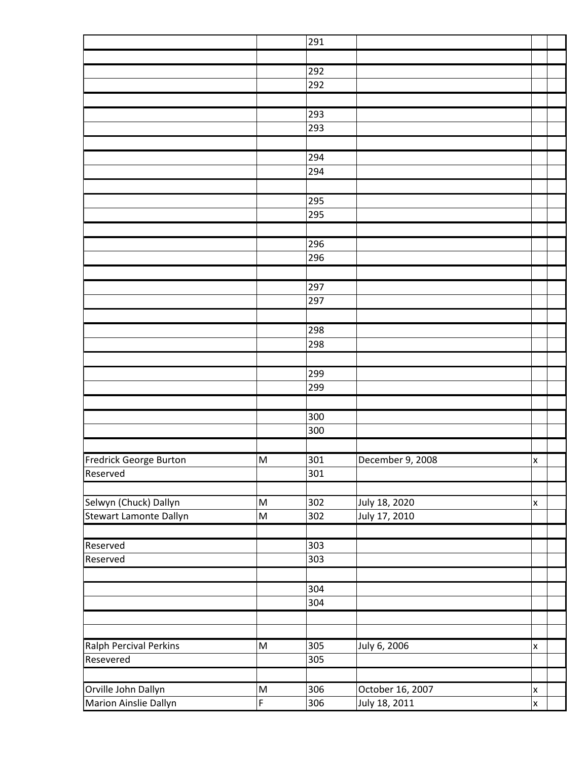| | | | | | |
|---|---|---|---|---|---|
| | | 291 | | | |
| | | | | | |
| | | 292 | | | |
| | | 292 | | | |
| | | | | | |
| | | 293 | | | |
| | | 293 | | | |
| | | | | | |
| | | 294 | | | |
| | | 294 | | | |
| | | | | | |
| | | 295 | | | |
| | | 295 | | | |
| | | | | | |
| | | 296 | | | |
| | | 296 | | | |
| | | | | | |
| | | 297 | | | |
| | | 297 | | | |
| | | | | | |
| | | 298 | | | |
| | | 298 | | | |
| | | | | | |
| | | 299 | | | |
| | | 299 | | | |
| | | | | | |
| | | 300 | | | |
| | | 300 | | | |
| | | | | | |
| Fredrick George Burton | M | 301 | December 9, 2008 | x | |
| Reserved | | 301 | | | |
| | | | | | |
| Selwyn (Chuck) Dallyn | M | 302 | July 18, 2020 | x | |
| Stewart Lamonte Dallyn | M | 302 | July 17, 2010 | | |
| | | | | | |
| Reserved | | 303 | | | |
| Reserved | | 303 | | | |
| | | | | | |
| | | 304 | | | |
| | | 304 | | | |
| | | | | | |
| | | | | | |
| Ralph Percival Perkins | M | 305 | July 6, 2006 | x | |
| Resevered | | 305 | | | |
| | | | | | |
| Orville John Dallyn | M | 306 | October 16, 2007 | x | |
| Marion Ainslie Dallyn | F | 306 | July 18, 2011 | x | |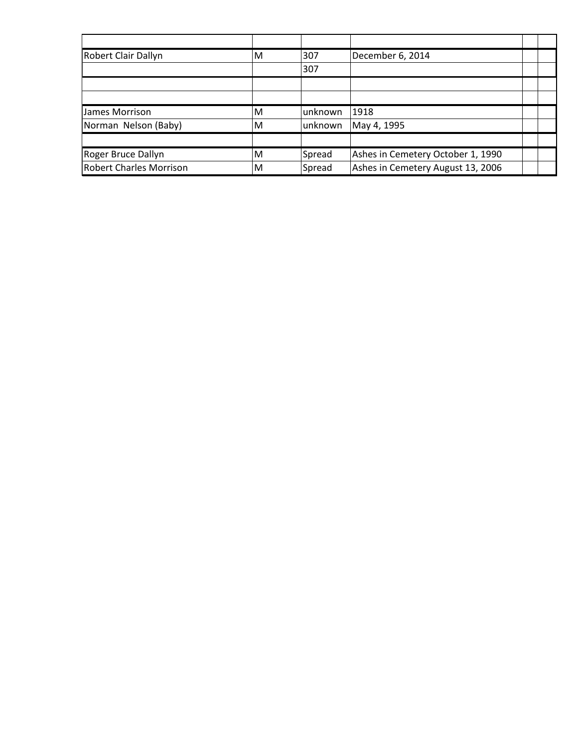| | | | | | |
|---|---|---|---|---|---|
| | | | | | |
| Robert Clair Dallyn | M | 307 | December 6, 2014 | | |
| | | 307 | | | |
| | | | | | |
| | | | | | |
| James Morrison | M | unknown | 1918 | | |
| Norman  Nelson (Baby) | M | unknown | May 4, 1995 | | |
| | | | | | |
| Roger Bruce Dallyn | M | Spread | Ashes in Cemetery October 1, 1990 | | |
| Robert Charles Morrison | M | Spread | Ashes in Cemetery August 13, 2006 | | |